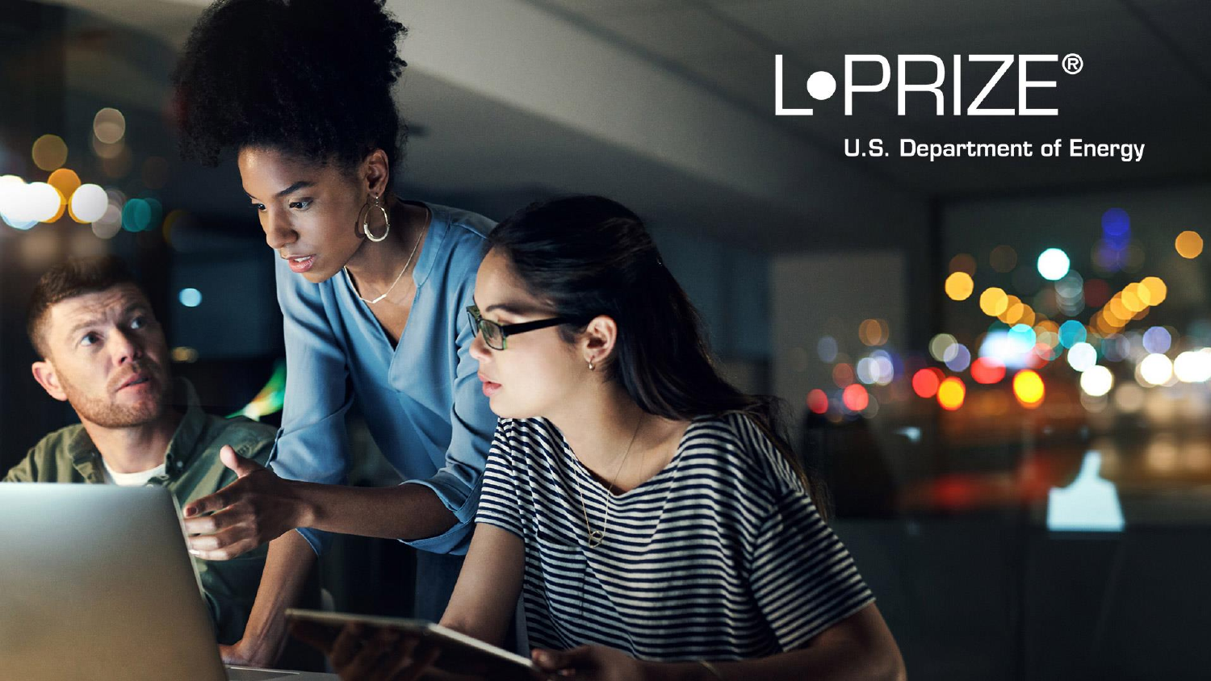# L•PRIZE®

U.S. Department of Energy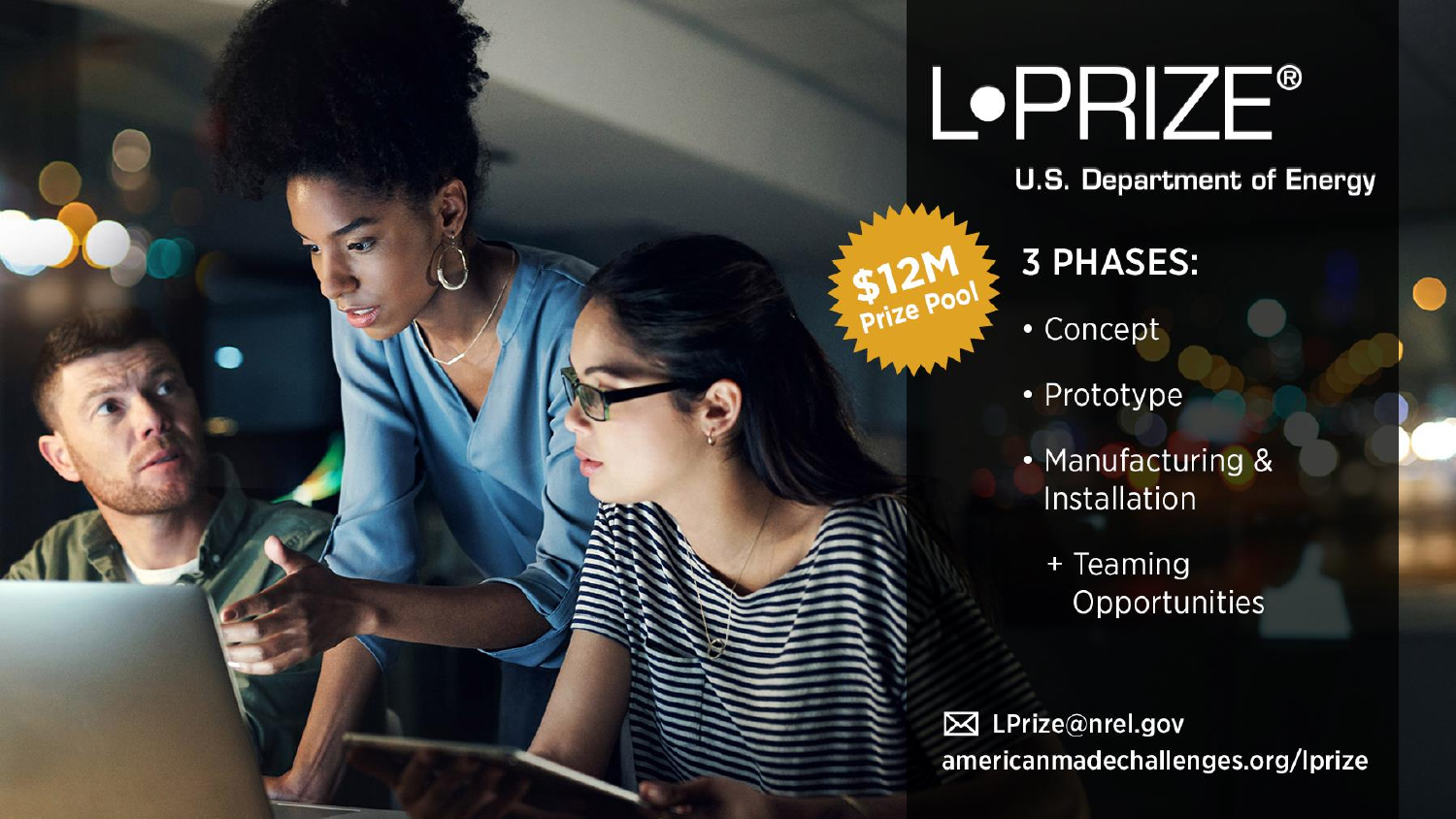# L•PRIZE®

U.S. Department of Energy

$12M Prize Pool

## 3 PHASES:

- Concept
- Prototype
- Manufacturing & Installation

  + Teaming Opportunities

LPrize@nrel.gov
americanmadechallenges.org/lprize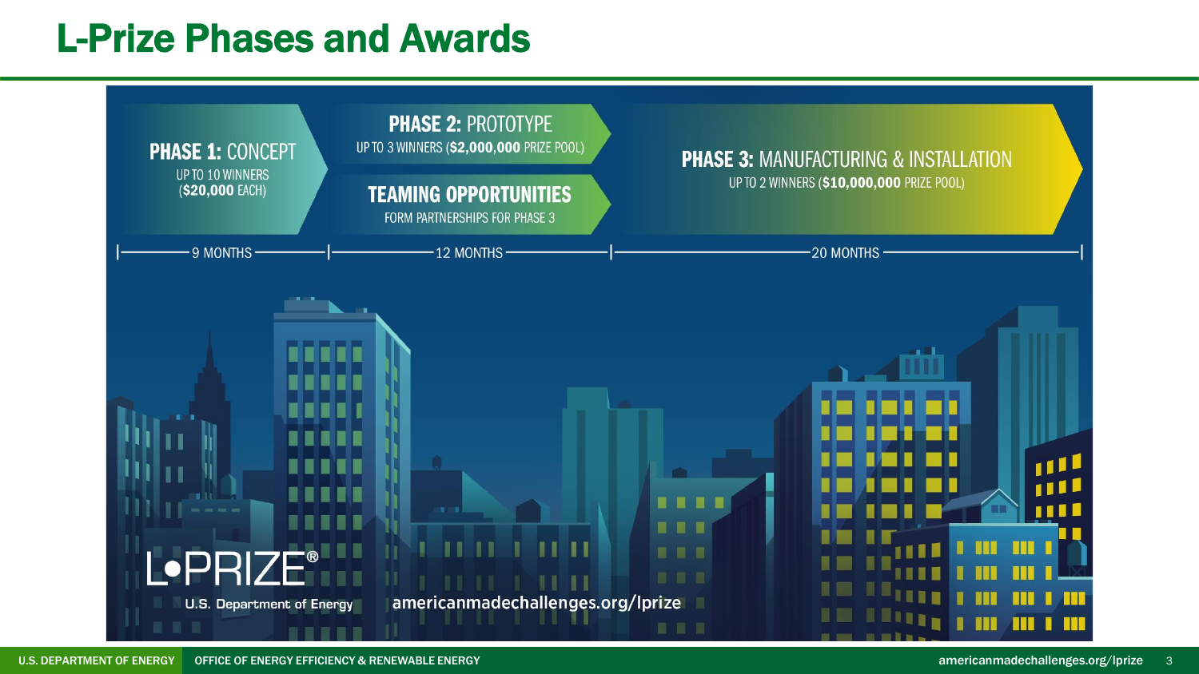# L-Prize Phases and Awards

**PHASE 1:** CONCEPT
UP TO 10 WINNERS
(**$20,000** EACH)

9 MONTHS

**PHASE 2:** PROTOTYPE
UP TO 3 WINNERS (**$2,000,000** PRIZE POOL)

**TEAMING OPPORTUNITIES**
FORM PARTNERSHIPS FOR PHASE 3

12 MONTHS

**PHASE 3:** MANUFACTURING & INSTALLATION
UP TO 2 WINNERS (**$10,000,000** PRIZE POOL)

20 MONTHS

L•PRIZE®
U.S. Department of Energy

americanmadechallenges.org/lprize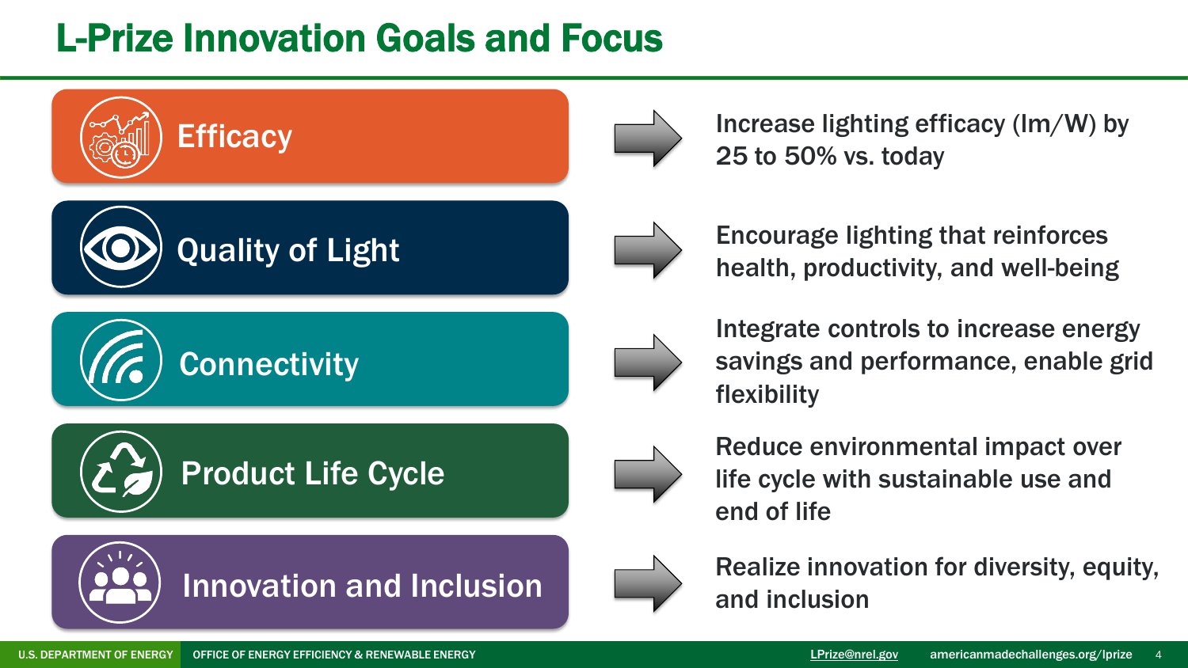# L-Prize Innovation Goals and Focus

| Focus | Goal |
| --- | --- |
| Efficacy | Increase lighting efficacy (lm/W) by 25 to 50% vs. today |
| Quality of Light | Encourage lighting that reinforces health, productivity, and well-being |
| Connectivity | Integrate controls to increase energy savings and performance, enable grid flexibility |
| Product Life Cycle | Reduce environmental impact over life cycle with sustainable use and end of life |
| Innovation and Inclusion | Realize innovation for diversity, equity, and inclusion |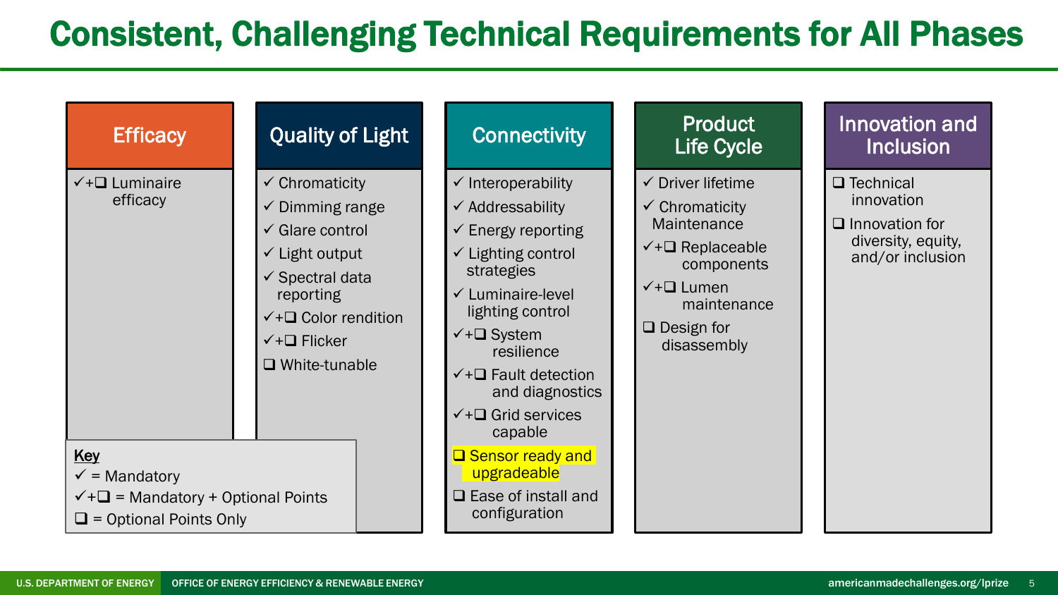# Consistent, Challenging Technical Requirements for All Phases

## Efficacy

- ✓+❑ Luminaire efficacy

## Quality of Light

- ✓ Chromaticity
- ✓ Dimming range
- ✓ Glare control
- ✓ Light output
- ✓ Spectral data reporting
- ✓+❑ Color rendition
- ✓+❑ Flicker
- ❑ White-tunable

## Connectivity

- ✓ Interoperability
- ✓ Addressability
- ✓ Energy reporting
- ✓ Lighting control strategies
- ✓ Luminaire-level lighting control
- ✓+❑ System resilience
- ✓+❑ Fault detection and diagnostics
- ✓+❑ Grid services capable
- ❑ Sensor ready and upgradeable
- ❑ Ease of install and configuration

## Product Life Cycle

- ✓ Driver lifetime
- ✓ Chromaticity Maintenance
- ✓+❑ Replaceable components
- ✓+❑ Lumen maintenance
- ❑ Design for disassembly

## Innovation and Inclusion

- ❑ Technical innovation
- ❑ Innovation for diversity, equity, and/or inclusion

**Key**

✓ = Mandatory

✓+❑ = Mandatory + Optional Points

❑ = Optional Points Only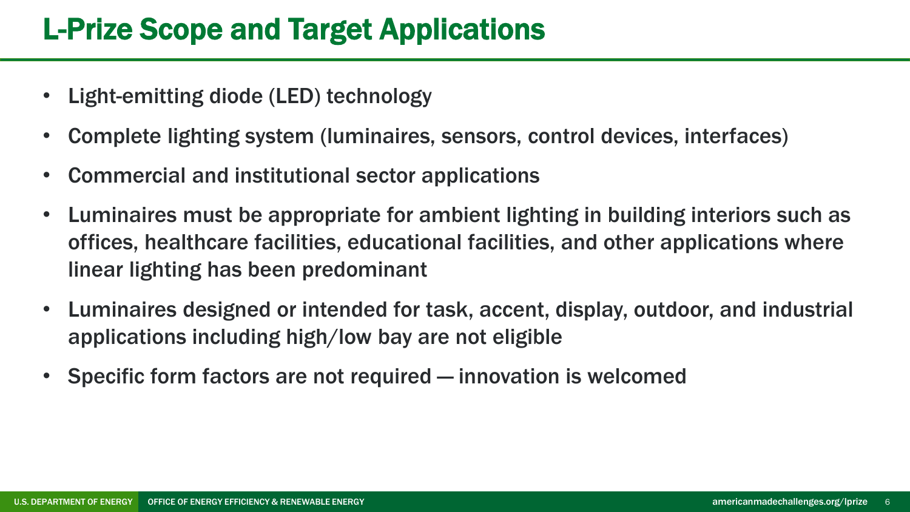# L-Prize Scope and Target Applications

- Light-emitting diode (LED) technology
- Complete lighting system (luminaires, sensors, control devices, interfaces)
- Commercial and institutional sector applications
- Luminaires must be appropriate for ambient lighting in building interiors such as offices, healthcare facilities, educational facilities, and other applications where linear lighting has been predominant
- Luminaires designed or intended for task, accent, display, outdoor, and industrial applications including high/low bay are not eligible
- Specific form factors are not required — innovation is welcomed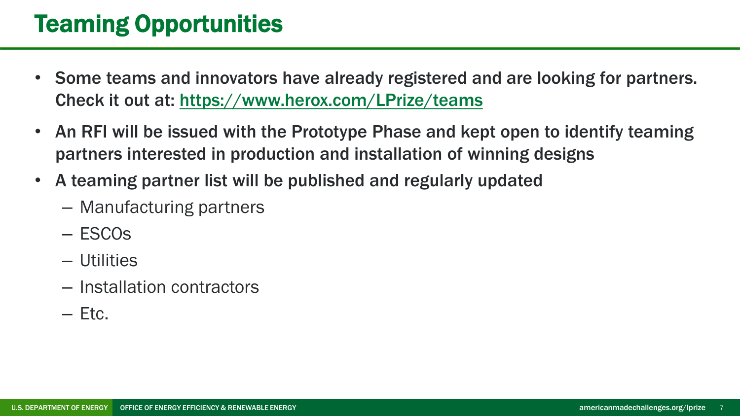# Teaming Opportunities

- Some teams and innovators have already registered and are looking for partners. Check it out at: [https://www.herox.com/LPrize/teams](https://www.herox.com/LPrize/teams)
- An RFI will be issued with the Prototype Phase and kept open to identify teaming partners interested in production and installation of winning designs
- A teaming partner list will be published and regularly updated
  - Manufacturing partners
  - ESCOs
  - Utilities
  - Installation contractors
  - Etc.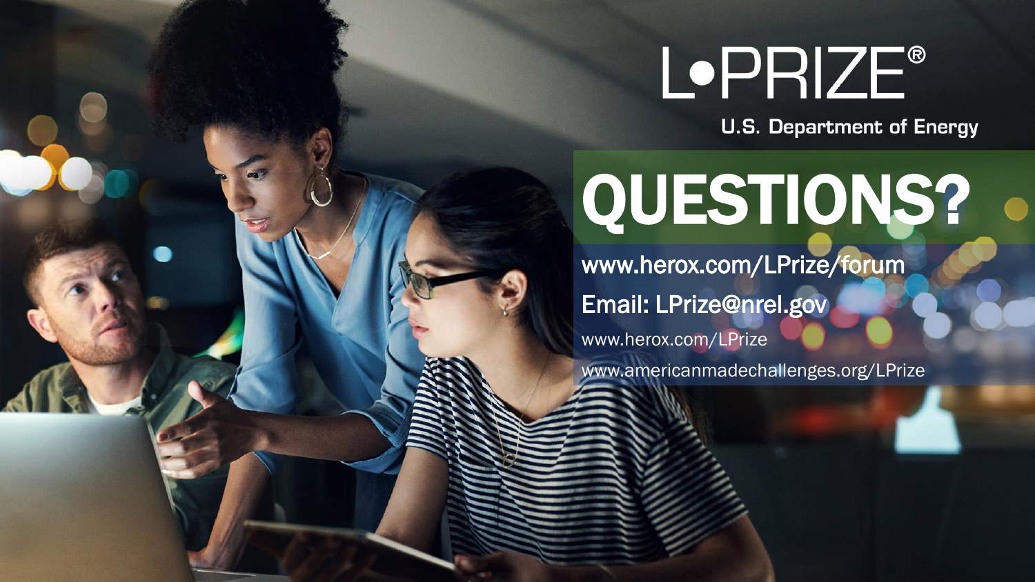L•PRIZE®

U.S. Department of Energy

# QUESTIONS?

www.herox.com/LPrize/forum

Email: LPrize@nrel.gov

www.herox.com/LPrize

www.americanmadechallenges.org/LPrize